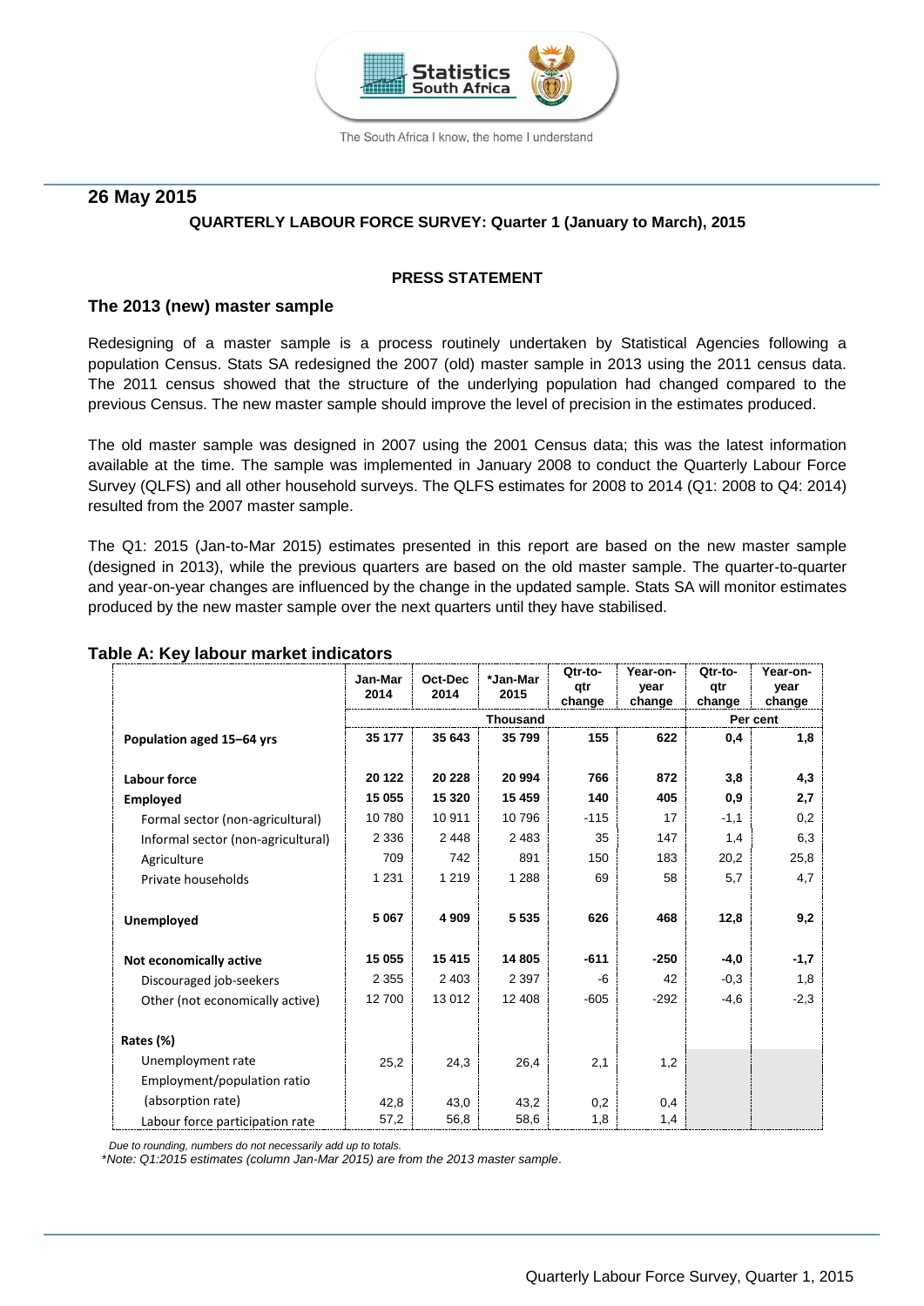## 26 May 2015

**QUARTERLY LABOUR FORCE SURVEY: Quarter 1 (January to March), 2015**

**PRESS STATEMENT**

### The 2013 (new) master sample

Redesigning of a master sample is a process routinely undertaken by Statistical Agencies following a population Census. Stats SA redesigned the 2007 (old) master sample in 2013 using the 2011 census data. The 2011 census showed that the structure of the underlying population had changed compared to the previous Census. The new master sample should improve the level of precision in the estimates produced.

The old master sample was designed in 2007 using the 2001 Census data; this was the latest information available at the time. The sample was implemented in January 2008 to conduct the Quarterly Labour Force Survey (QLFS) and all other household surveys. The QLFS estimates for 2008 to 2014 (Q1: 2008 to Q4: 2014) resulted from the 2007 master sample.

The Q1: 2015 (Jan-to-Mar 2015) estimates presented in this report are based on the new master sample (designed in 2013), while the previous quarters are based on the old master sample. The quarter-to-quarter and year-on-year changes are influenced by the change in the updated sample. Stats SA will monitor estimates produced by the new master sample over the next quarters until they have stabilised.

**Table A: Key labour market indicators**

| | Jan-Mar 2014 | Oct-Dec 2014 | *Jan-Mar 2015 | Qtr-to-qtr change | Year-on-year change | Qtr-to-qtr change | Year-on-year change |
|---|---|---|---|---|---|---|---|
| | Thousand | | | | | Per cent | |
| **Population aged 15–64 yrs** | **35 177** | **35 643** | **35 799** | **155** | **622** | **0,4** | **1,8** |
| **Labour force** | **20 122** | **20 228** | **20 994** | **766** | **872** | **3,8** | **4,3** |
| **Employed** | **15 055** | **15 320** | **15 459** | **140** | **405** | **0,9** | **2,7** |
| Formal sector (non-agricultural) | 10 780 | 10 911 | 10 796 | -115 | 17 | -1,1 | 0,2 |
| Informal sector (non-agricultural) | 2 336 | 2 448 | 2 483 | 35 | 147 | 1,4 | 6,3 |
| Agriculture | 709 | 742 | 891 | 150 | 183 | 20,2 | 25,8 |
| Private households | 1 231 | 1 219 | 1 288 | 69 | 58 | 5,7 | 4,7 |
| **Unemployed** | **5 067** | **4 909** | **5 535** | **626** | **468** | **12,8** | **9,2** |
| **Not economically active** | **15 055** | **15 415** | **14 805** | **-611** | **-250** | **-4,0** | **-1,7** |
| Discouraged job-seekers | 2 355 | 2 403 | 2 397 | -6 | 42 | -0,3 | 1,8 |
| Other (not economically active) | 12 700 | 13 012 | 12 408 | -605 | -292 | -4,6 | -2,3 |
| **Rates (%)** | | | | | | | |
| Unemployment rate | 25,2 | 24,3 | 26,4 | 2,1 | 1,2 | | |
| Employment/population ratio (absorption rate) | 42,8 | 43,0 | 43,2 | 0,2 | 0,4 | | |
| Labour force participation rate | 57,2 | 56,8 | 58,6 | 1,8 | 1,4 | | |

*Due to rounding, numbers do not necessarily add up to totals.*

*\*Note: Q1:2015 estimates (column Jan-Mar 2015) are from the 2013 master sample.*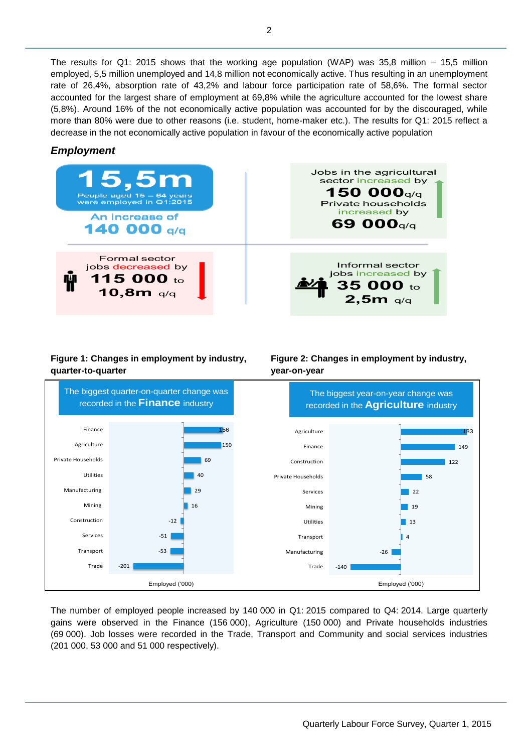The results for Q1: 2015 shows that the working age population (WAP) was 35,8 million – 15,5 million employed, 5,5 million unemployed and 14,8 million not economically active. Thus resulting in an unemployment rate of 26,4%, absorption rate of 43,2% and labour force participation rate of 58,6%. The formal sector accounted for the largest share of employment at 69,8% while the agriculture accounted for the lowest share (5,8%). Around 16% of the not economically active population was accounted for by the discouraged, while more than 80% were due to other reasons (i.e. student, home-maker etc.). The results for Q1: 2015 reflect a decrease in the not economically active population in favour of the economically active population

### *Employment*

**15,5m**
People aged 15 – 64 years were employed in Q1:2015
An Increase of **140 000** q/q

Jobs in the agricultural sector increased by **150 000** q/q
Private households increased by **69 000** q/q

Formal sector jobs decreased by **115 000** to **10,8m** q/q

Informal sector jobs increased by **35 000** to **2,5m** q/q

**Figure 1: Changes in employment by industry, quarter-to-quarter**

The biggest quarter-on-quarter change was recorded in the **Finance** industry

| Industry | Employed ('000) |
|---|---|
| Finance | 156 |
| Agriculture | 150 |
| Private Households | 69 |
| Utilities | 40 |
| Manufacturing | 29 |
| Mining | 16 |
| Construction | -12 |
| Services | -51 |
| Transport | -53 |
| Trade | -201 |

**Figure 2: Changes in employment by industry, year-on-year**

The biggest year-on-year change was recorded in the **Agriculture** industry

| Industry | Employed ('000) |
|---|---|
| Agriculture | 183 |
| Finance | 149 |
| Construction | 122 |
| Private Households | 58 |
| Services | 22 |
| Mining | 19 |
| Utilities | 13 |
| Transport | 4 |
| Manufacturing | -26 |
| Trade | -140 |

The number of employed people increased by 140 000 in Q1: 2015 compared to Q4: 2014. Large quarterly gains were observed in the Finance (156 000), Agriculture (150 000) and Private households industries (69 000). Job losses were recorded in the Trade, Transport and Community and social services industries (201 000, 53 000 and 51 000 respectively).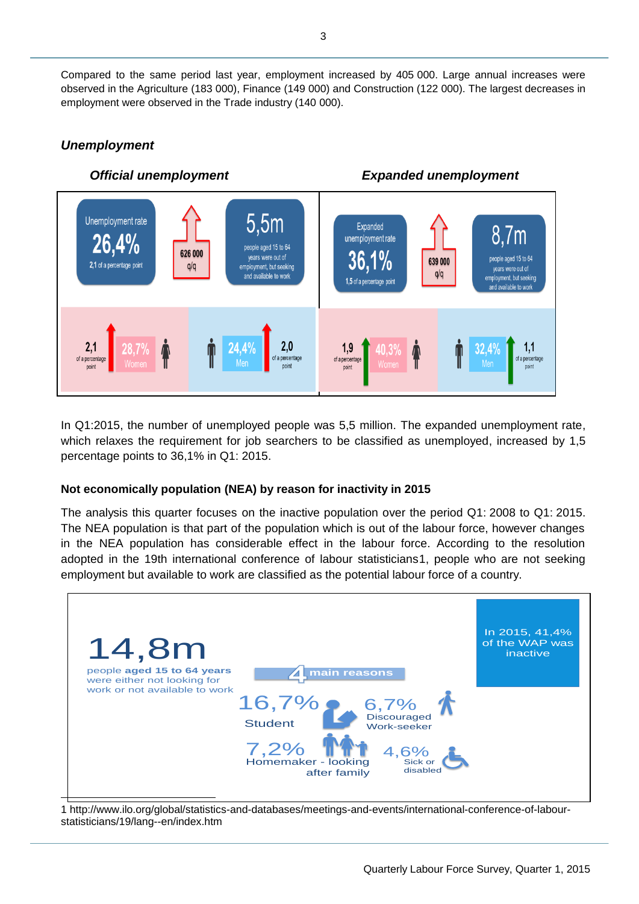Compared to the same period last year, employment increased by 405 000. Large annual increases were observed in the Agriculture (183 000), Finance (149 000) and Construction (122 000). The largest decreases in employment were observed in the Trade industry (140 000).

### *Unemployment*

| *Official unemployment* | *Expanded unemployment* |
| --- | --- |
| Unemployment rate 26,4% (2,1 of a percentage point) | Expanded unemployment rate 36,1% (1,5 of a percentage point) |
| 626 000 q/q | 639 000 q/q |
| 5,5m people aged 15 to 64 years were out of employment, but seeking and available to work | 8,7m people aged 15 to 64 years were out of employment, but seeking and available to work |
| Women 28,7% (2,1 of a percentage point) | Women 40,3% (1,9 of a percentage point) |
| Men 24,4% (2,0 of a percentage point) | Men 32,4% (1,1 of a percentage point) |

In Q1:2015, the number of unemployed people was 5,5 million. The expanded unemployment rate, which relaxes the requirement for job searchers to be classified as unemployed, increased by 1,5 percentage points to 36,1% in Q1: 2015.

#### Not economically population (NEA) by reason for inactivity in 2015

The analysis this quarter focuses on the inactive population over the period Q1: 2008 to Q1: 2015. The NEA population is that part of the population which is out of the labour force, however changes in the NEA population has considerable effect in the labour force. According to the resolution adopted in the 19th international conference of labour statisticians1, people who are not seeking employment but available to work are classified as the potential labour force of a country.

**14,8m** people **aged 15 to 64 years** were either not looking for work or not available to work

In 2015, 41,4% of the WAP was inactive

4 main reasons

- 16,7% Student
- 6,7% Discouraged Work-seeker
- 7,2% Homemaker - looking after family
- 4,6% Sick or disabled

1 http://www.ilo.org/global/statistics-and-databases/meetings-and-events/international-conference-of-labour-statisticians/19/lang--en/index.htm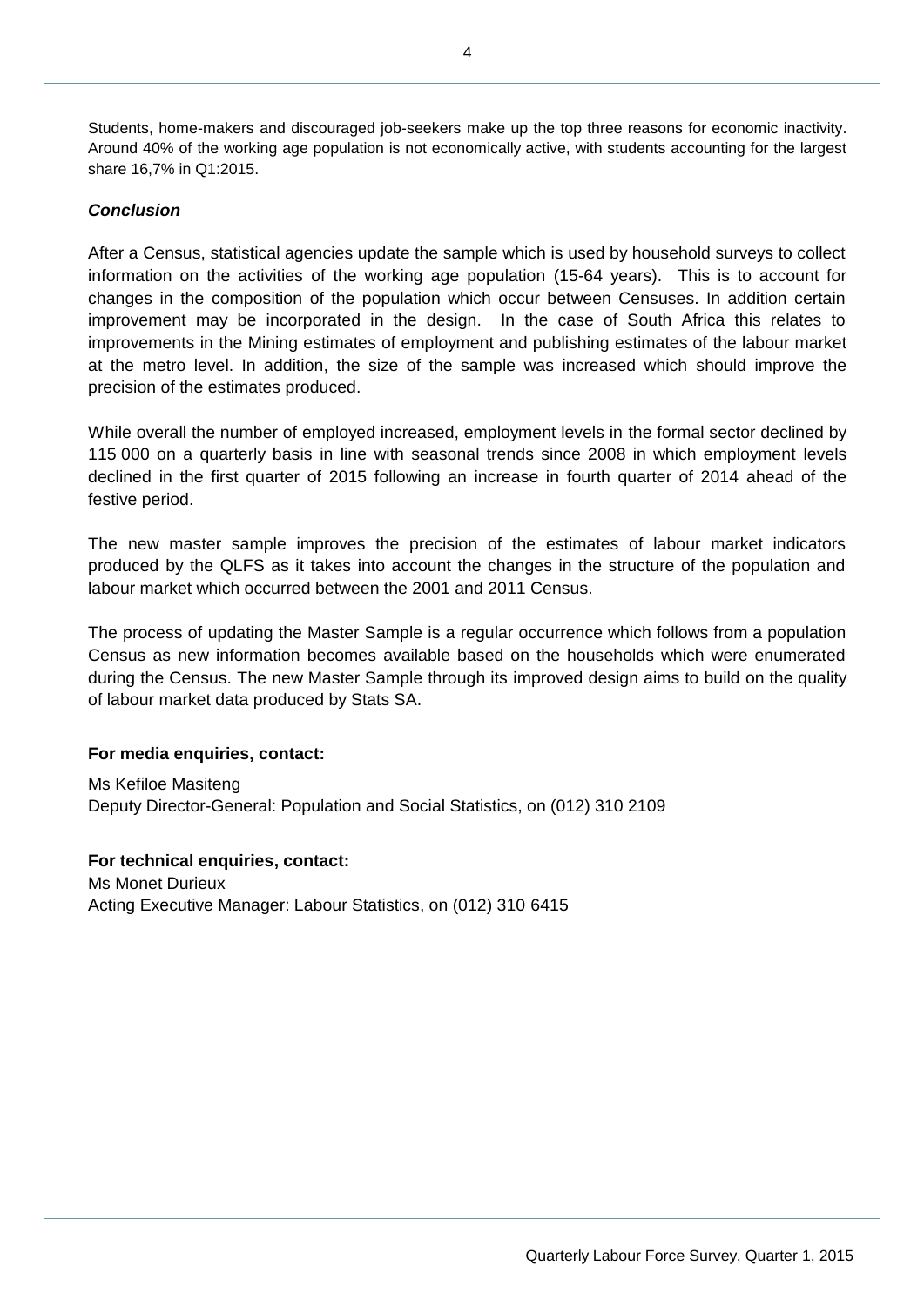Students, home-makers and discouraged job-seekers make up the top three reasons for economic inactivity. Around 40% of the working age population is not economically active, with students accounting for the largest share 16,7% in Q1:2015.

***Conclusion***

After a Census, statistical agencies update the sample which is used by household surveys to collect information on the activities of the working age population (15-64 years). This is to account for changes in the composition of the population which occur between Censuses. In addition certain improvement may be incorporated in the design. In the case of South Africa this relates to improvements in the Mining estimates of employment and publishing estimates of the labour market at the metro level. In addition, the size of the sample was increased which should improve the precision of the estimates produced.

While overall the number of employed increased, employment levels in the formal sector declined by 115 000 on a quarterly basis in line with seasonal trends since 2008 in which employment levels declined in the first quarter of 2015 following an increase in fourth quarter of 2014 ahead of the festive period.

The new master sample improves the precision of the estimates of labour market indicators produced by the QLFS as it takes into account the changes in the structure of the population and labour market which occurred between the 2001 and 2011 Census.

The process of updating the Master Sample is a regular occurrence which follows from a population Census as new information becomes available based on the households which were enumerated during the Census. The new Master Sample through its improved design aims to build on the quality of labour market data produced by Stats SA.

**For media enquiries, contact:**

Ms Kefiloe Masiteng
Deputy Director-General: Population and Social Statistics, on (012) 310 2109

**For technical enquiries, contact:**
Ms Monet Durieux
Acting Executive Manager: Labour Statistics, on (012) 310 6415